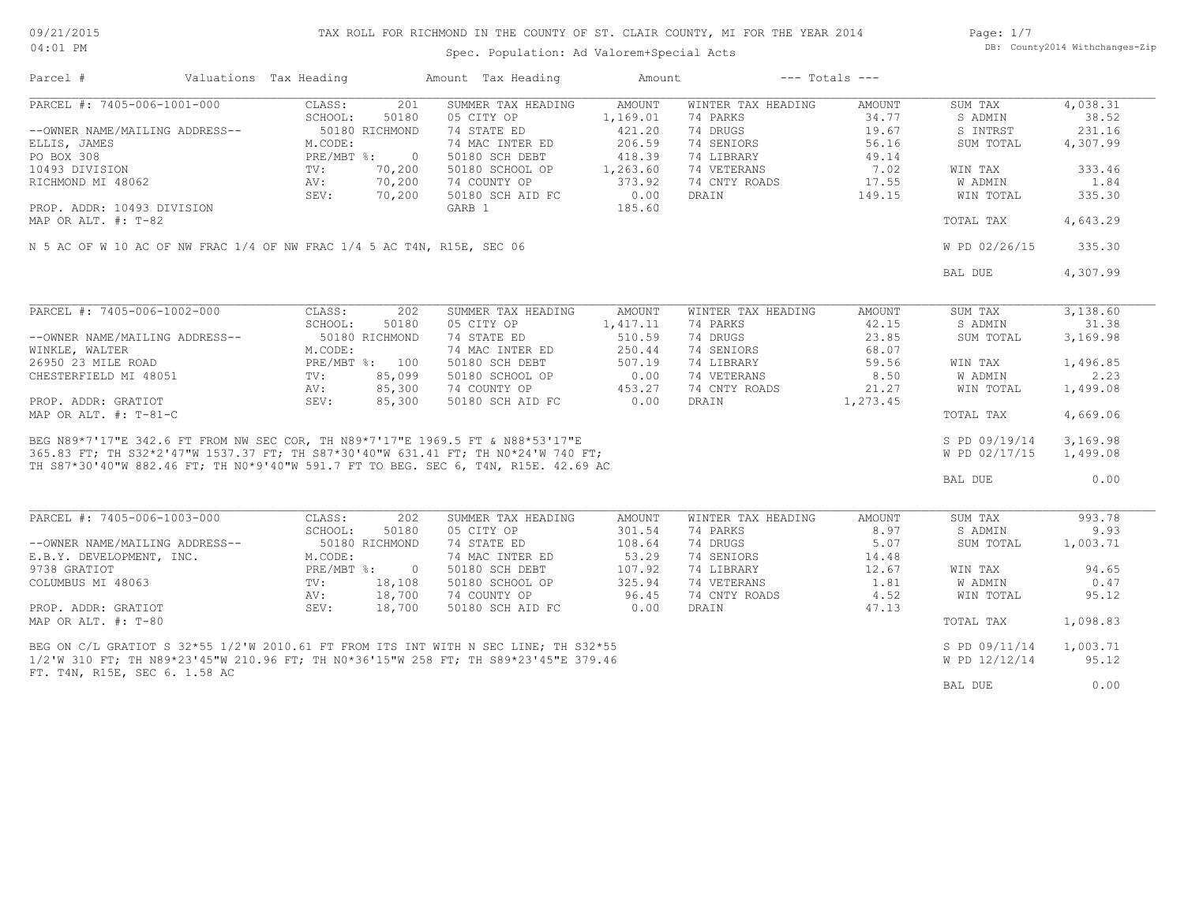# TAX ROLL FOR RICHMOND IN THE COUNTY OF ST. CLAIR COUNTY, MI FOR THE YEAR 2014

09/21/2015
04:01 PM

Spec. Population: Ad Valorem+Special Acts

DB: County2014 Withchanges-Zip

| Parcel # | Valuations | Tax Heading | Amount | Tax Heading | Amount | --- Totals --- | |
|---|---|---|---|---|---|---|---|

## PARCEL #: 7405-006-1001-000

| | Valuations | | Summer Tax Heading | Amount | Winter Tax Heading | Amount | Totals | |
|---|---|---|---|---|---|---|---|---|
| | CLASS: | 201 | SUMMER TAX HEADING | AMOUNT | WINTER TAX HEADING | AMOUNT | SUM TAX | 4,038.31 |
| | SCHOOL: | 50180 | 05 CITY OP | 1,169.01 | 74 PARKS | 34.77 | S ADMIN | 38.52 |
| --OWNER NAME/MAILING ADDRESS-- | 50180 RICHMOND | | 74 STATE ED | 421.20 | 74 DRUGS | 19.67 | S INTRST | 231.16 |
| ELLIS, JAMES | M.CODE: | | 74 MAC INTER ED | 206.59 | 74 SENIORS | 56.16 | SUM TOTAL | 4,307.99 |
| PO BOX 308 | PRE/MBT %: | 0 | 50180 SCH DEBT | 418.39 | 74 LIBRARY | 49.14 | | |
| 10493 DIVISION | TV: | 70,200 | 50180 SCHOOL OP | 1,263.60 | 74 VETERANS | 7.02 | WIN TAX | 333.46 |
| RICHMOND MI 48062 | AV: | 70,200 | 74 COUNTY OP | 373.92 | 74 CNTY ROADS | 17.55 | W ADMIN | 1.84 |
| | SEV: | 70,200 | 50180 SCH AID FC | 0.00 | DRAIN | 149.15 | WIN TOTAL | 335.30 |
| PROP. ADDR: 10493 DIVISION | | | GARB 1 | 185.60 | | | | |
| MAP OR ALT. #: T-82 | | | | | | | TOTAL TAX | 4,643.29 |
| | | | | | | | W PD 02/26/15 | 335.30 |
| | | | | | | | BAL DUE | 4,307.99 |

N 5 AC OF W 10 AC OF NW FRAC 1/4 OF NW FRAC 1/4 5 AC T4N, R15E, SEC 06

## PARCEL #: 7405-006-1002-000

| | Valuations | | Summer Tax Heading | Amount | Winter Tax Heading | Amount | Totals | |
|---|---|---|---|---|---|---|---|---|
| | CLASS: | 202 | SUMMER TAX HEADING | AMOUNT | WINTER TAX HEADING | AMOUNT | SUM TAX | 3,138.60 |
| | SCHOOL: | 50180 | 05 CITY OP | 1,417.11 | 74 PARKS | 42.15 | S ADMIN | 31.38 |
| --OWNER NAME/MAILING ADDRESS-- | 50180 RICHMOND | | 74 STATE ED | 510.59 | 74 DRUGS | 23.85 | SUM TOTAL | 3,169.98 |
| WINKLE, WALTER | M.CODE: | | 74 MAC INTER ED | 250.44 | 74 SENIORS | 68.07 | | |
| 26950 23 MILE ROAD | PRE/MBT %: | 100 | 50180 SCH DEBT | 507.19 | 74 LIBRARY | 59.56 | WIN TAX | 1,496.85 |
| CHESTERFIELD MI 48051 | TV: | 85,099 | 50180 SCHOOL OP | 0.00 | 74 VETERANS | 8.50 | W ADMIN | 2.23 |
| | AV: | 85,300 | 74 COUNTY OP | 453.27 | 74 CNTY ROADS | 21.27 | WIN TOTAL | 1,499.08 |
| PROP. ADDR: GRATIOT | SEV: | 85,300 | 50180 SCH AID FC | 0.00 | DRAIN | 1,273.45 | | |
| MAP OR ALT. #: T-81-C | | | | | | | TOTAL TAX | 4,669.06 |
| | | | | | | | S PD 09/19/14 | 3,169.98 |
| | | | | | | | W PD 02/17/15 | 1,499.08 |
| | | | | | | | BAL DUE | 0.00 |

BEG N89*7'17"E 342.6 FT FROM NW SEC COR, TH N89*7'17"E 1969.5 FT & N88*53'17"E 365.83 FT; TH S32*2'47"W 1537.37 FT; TH S87*30'40"W 631.41 FT; TH N0*24'W 740 FT; TH S87*30'40"W 882.46 FT; TH N0*9'40"W 591.7 FT TO BEG. SEC 6, T4N, R15E. 42.69 AC

## PARCEL #: 7405-006-1003-000

| | Valuations | | Summer Tax Heading | Amount | Winter Tax Heading | Amount | Totals | |
|---|---|---|---|---|---|---|---|---|
| | CLASS: | 202 | SUMMER TAX HEADING | AMOUNT | WINTER TAX HEADING | AMOUNT | SUM TAX | 993.78 |
| | SCHOOL: | 50180 | 05 CITY OP | 301.54 | 74 PARKS | 8.97 | S ADMIN | 9.93 |
| --OWNER NAME/MAILING ADDRESS-- | 50180 RICHMOND | | 74 STATE ED | 108.64 | 74 DRUGS | 5.07 | SUM TOTAL | 1,003.71 |
| E.B.Y. DEVELOPMENT, INC. | M.CODE: | | 74 MAC INTER ED | 53.29 | 74 SENIORS | 14.48 | | |
| 9738 GRATIOT | PRE/MBT %: | 0 | 50180 SCH DEBT | 107.92 | 74 LIBRARY | 12.67 | WIN TAX | 94.65 |
| COLUMBUS MI 48063 | TV: | 18,108 | 50180 SCHOOL OP | 325.94 | 74 VETERANS | 1.81 | W ADMIN | 0.47 |
| | AV: | 18,700 | 74 COUNTY OP | 96.45 | 74 CNTY ROADS | 4.52 | WIN TOTAL | 95.12 |
| PROP. ADDR: GRATIOT | SEV: | 18,700 | 50180 SCH AID FC | 0.00 | DRAIN | 47.13 | | |
| MAP OR ALT. #: T-80 | | | | | | | TOTAL TAX | 1,098.83 |
| | | | | | | | S PD 09/11/14 | 1,003.71 |
| | | | | | | | W PD 12/12/14 | 95.12 |
| | | | | | | | BAL DUE | 0.00 |

BEG ON C/L GRATIOT S 32*55 1/2'W 2010.61 FT FROM ITS INT WITH N SEC LINE; TH S32*55 1/2'W 310 FT; TH N89*23'45"W 210.96 FT; TH N0*36'15"W 258 FT; TH S89*23'45"E 379.46 FT. T4N, R15E, SEC 6. 1.58 AC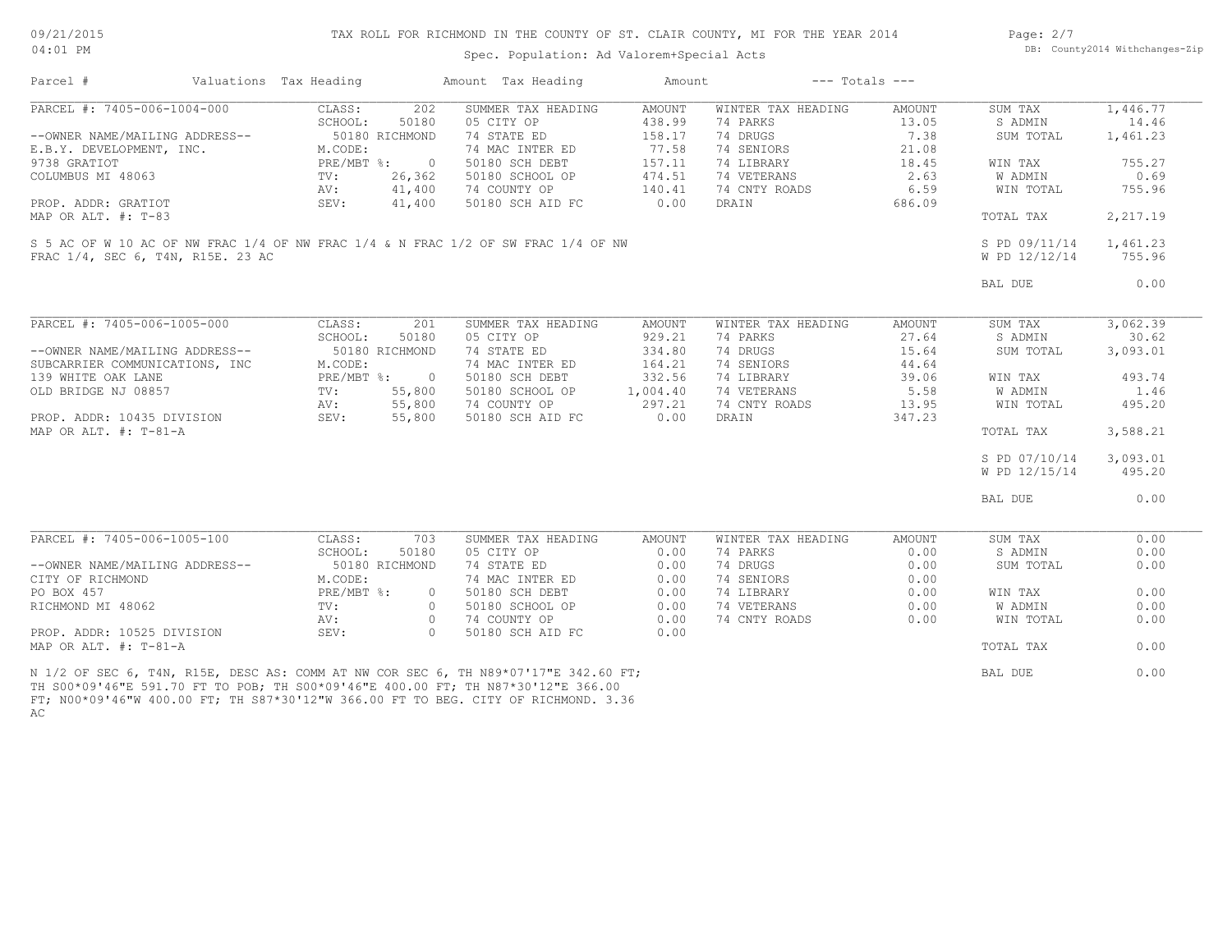# TAX ROLL FOR RICHMOND IN THE COUNTY OF ST. CLAIR COUNTY, MI FOR THE YEAR 2014

Spec. Population: Ad Valorem+Special Acts

| Parcel # | Valuations | Tax Heading | Amount | Tax Heading | Amount | --- Totals --- | |
|---|---|---|---|---|---|---|---|
| PARCEL #: 7405-006-1004-000 | CLASS: 202 | SUMMER TAX HEADING | AMOUNT | WINTER TAX HEADING | AMOUNT | SUM TAX | 1,446.77 |
| | SCHOOL: 50180 | 05 CITY OP | 438.99 | 74 PARKS | 13.05 | S ADMIN | 14.46 |
| --OWNER NAME/MAILING ADDRESS-- | 50180 RICHMOND | 74 STATE ED | 158.17 | 74 DRUGS | 7.38 | SUM TOTAL | 1,461.23 |
| E.B.Y. DEVELOPMENT, INC. | M.CODE: | 74 MAC INTER ED | 77.58 | 74 SENIORS | 21.08 | | |
| 9738 GRATIOT | PRE/MBT %: 0 | 50180 SCH DEBT | 157.11 | 74 LIBRARY | 18.45 | WIN TAX | 755.27 |
| COLUMBUS MI 48063 | TV: 26,362 | 50180 SCHOOL OP | 474.51 | 74 VETERANS | 2.63 | W ADMIN | 0.69 |
| | AV: 41,400 | 74 COUNTY OP | 140.41 | 74 CNTY ROADS | 6.59 | WIN TOTAL | 755.96 |
| PROP. ADDR: GRATIOT | SEV: 41,400 | 50180 SCH AID FC | 0.00 | DRAIN | 686.09 | | |
| MAP OR ALT. #: T-83 | | | | | | TOTAL TAX | 2,217.19 |
| | | | | | | S PD 09/11/14 | 1,461.23 |
| | | | | | | W PD 12/12/14 | 755.96 |
| | | | | | | BAL DUE | 0.00 |

S 5 AC OF W 10 AC OF NW FRAC 1/4 OF NW FRAC 1/4 & N FRAC 1/2 OF SW FRAC 1/4 OF NW FRAC 1/4, SEC 6, T4N, R15E. 23 AC

| Parcel # | Valuations | Tax Heading | Amount | Tax Heading | Amount | --- Totals --- | |
|---|---|---|---|---|---|---|---|
| PARCEL #: 7405-006-1005-000 | CLASS: 201 | SUMMER TAX HEADING | AMOUNT | WINTER TAX HEADING | AMOUNT | SUM TAX | 3,062.39 |
| | SCHOOL: 50180 | 05 CITY OP | 929.21 | 74 PARKS | 27.64 | S ADMIN | 30.62 |
| --OWNER NAME/MAILING ADDRESS-- | 50180 RICHMOND | 74 STATE ED | 334.80 | 74 DRUGS | 15.64 | SUM TOTAL | 3,093.01 |
| SUBCARRIER COMMUNICATIONS, INC | M.CODE: | 74 MAC INTER ED | 164.21 | 74 SENIORS | 44.64 | | |
| 139 WHITE OAK LANE | PRE/MBT %: 0 | 50180 SCH DEBT | 332.56 | 74 LIBRARY | 39.06 | WIN TAX | 493.74 |
| OLD BRIDGE NJ 08857 | TV: 55,800 | 50180 SCHOOL OP | 1,004.40 | 74 VETERANS | 5.58 | W ADMIN | 1.46 |
| | AV: 55,800 | 74 COUNTY OP | 297.21 | 74 CNTY ROADS | 13.95 | WIN TOTAL | 495.20 |
| PROP. ADDR: 10435 DIVISION | SEV: 55,800 | 50180 SCH AID FC | 0.00 | DRAIN | 347.23 | | |
| MAP OR ALT. #: T-81-A | | | | | | TOTAL TAX | 3,588.21 |
| | | | | | | S PD 07/10/14 | 3,093.01 |
| | | | | | | W PD 12/15/14 | 495.20 |
| | | | | | | BAL DUE | 0.00 |

| Parcel # | Valuations | Tax Heading | Amount | Tax Heading | Amount | --- Totals --- | |
|---|---|---|---|---|---|---|---|
| PARCEL #: 7405-006-1005-100 | CLASS: 703 | SUMMER TAX HEADING | AMOUNT | WINTER TAX HEADING | AMOUNT | SUM TAX | 0.00 |
| | SCHOOL: 50180 | 05 CITY OP | 0.00 | 74 PARKS | 0.00 | S ADMIN | 0.00 |
| --OWNER NAME/MAILING ADDRESS-- | 50180 RICHMOND | 74 STATE ED | 0.00 | 74 DRUGS | 0.00 | SUM TOTAL | 0.00 |
| CITY OF RICHMOND | M.CODE: | 74 MAC INTER ED | 0.00 | 74 SENIORS | 0.00 | | |
| PO BOX 457 | PRE/MBT %: 0 | 50180 SCH DEBT | 0.00 | 74 LIBRARY | 0.00 | WIN TAX | 0.00 |
| RICHMOND MI 48062 | TV: 0 | 50180 SCHOOL OP | 0.00 | 74 VETERANS | 0.00 | W ADMIN | 0.00 |
| | AV: 0 | 74 COUNTY OP | 0.00 | 74 CNTY ROADS | 0.00 | WIN TOTAL | 0.00 |
| PROP. ADDR: 10525 DIVISION | SEV: 0 | 50180 SCH AID FC | 0.00 | | | | |
| MAP OR ALT. #: T-81-A | | | | | | TOTAL TAX | 0.00 |
| | | | | | | BAL DUE | 0.00 |

N 1/2 OF SEC 6, T4N, R15E, DESC AS: COMM AT NW COR SEC 6, TH N89*07'17"E 342.60 FT; TH S00*09'46"E 591.70 FT TO POB; TH S00*09'46"E 400.00 FT; TH N87*30'12"E 366.00 FT; N00*09'46"W 400.00 FT; TH S87*30'12"W 366.00 FT TO BEG. CITY OF RICHMOND. 3.36 AC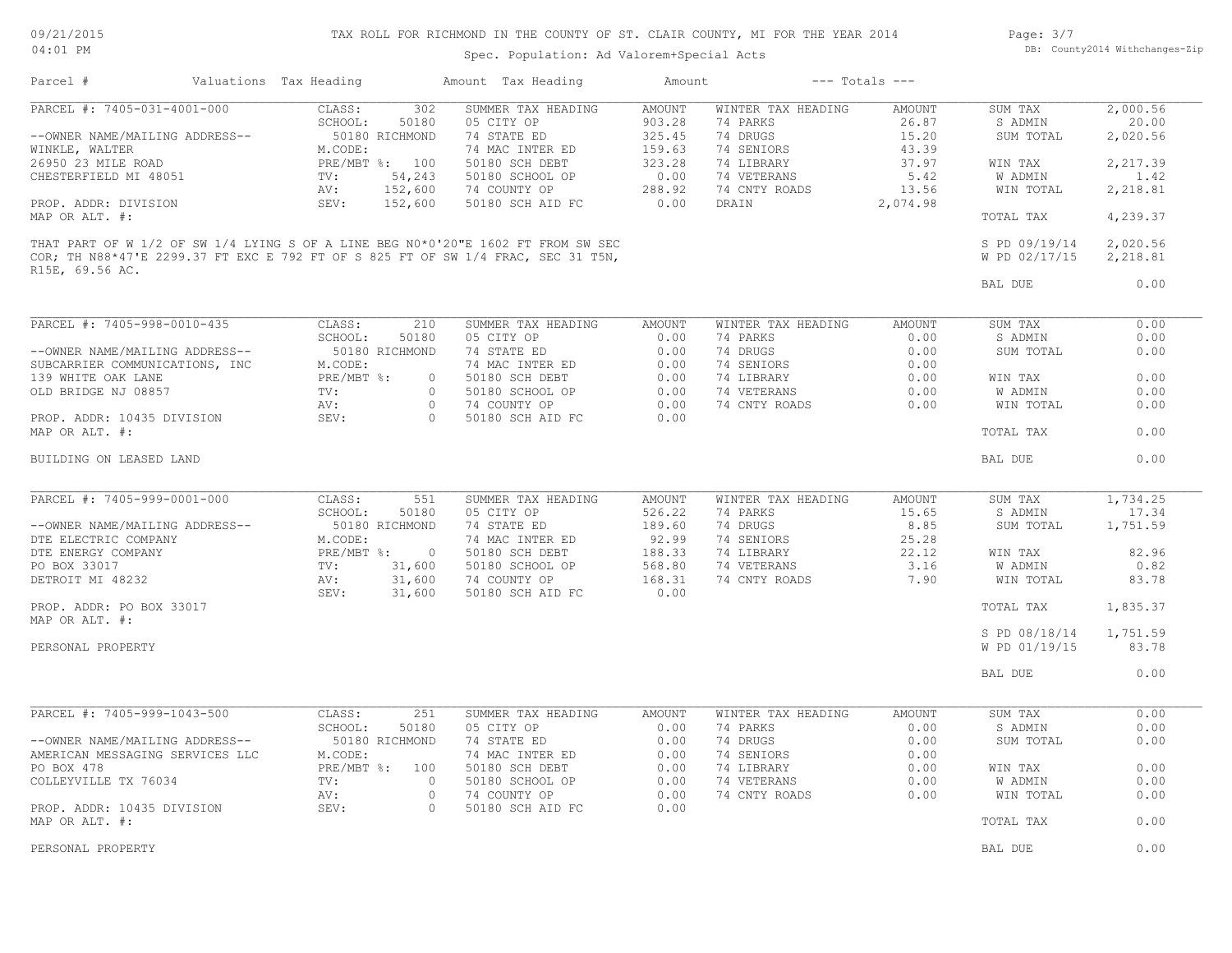TAX ROLL FOR RICHMOND IN THE COUNTY OF ST. CLAIR COUNTY, MI FOR THE YEAR 2014

Spec. Population: Ad Valorem+Special Acts

| Parcel # | Valuations | Tax Heading | Amount | Tax Heading | Amount | --- Totals --- | |
|---|---|---|---|---|---|---|---|
| PARCEL #: 7405-031-4001-000 | CLASS: 302 | SUMMER TAX HEADING | AMOUNT | WINTER TAX HEADING | AMOUNT | SUM TAX | 2,000.56 |
| | SCHOOL: 50180 | 05 CITY OP | 903.28 | 74 PARKS | 26.87 | S ADMIN | 20.00 |
| --OWNER NAME/MAILING ADDRESS-- | 50180 RICHMOND | 74 STATE ED | 325.45 | 74 DRUGS | 15.20 | SUM TOTAL | 2,020.56 |
| WINKLE, WALTER | M.CODE: | 74 MAC INTER ED | 159.63 | 74 SENIORS | 43.39 | | |
| 26950 23 MILE ROAD | PRE/MBT %: 100 | 50180 SCH DEBT | 323.28 | 74 LIBRARY | 37.97 | WIN TAX | 2,217.39 |
| CHESTERFIELD MI 48051 | TV: 54,243 | 50180 SCHOOL OP | 0.00 | 74 VETERANS | 5.42 | W ADMIN | 1.42 |
| | AV: 152,600 | 74 COUNTY OP | 288.92 | 74 CNTY ROADS | 13.56 | WIN TOTAL | 2,218.81 |
| PROP. ADDR: DIVISION | SEV: 152,600 | 50180 SCH AID FC | 0.00 | DRAIN | 2,074.98 | | |
| MAP OR ALT. #: | | | | | | TOTAL TAX | 4,239.37 |
| | | | | | | S PD 09/19/14 | 2,020.56 |
| | | | | | | W PD 02/17/15 | 2,218.81 |
| | | | | | | BAL DUE | 0.00 |

THAT PART OF W 1/2 OF SW 1/4 LYING S OF A LINE BEG N0*0'20"E 1602 FT FROM SW SEC COR; TH N88*47'E 2299.37 FT EXC E 792 FT OF S 825 FT OF SW 1/4 FRAC, SEC 31 T5N, R15E, 69.56 AC.

| Parcel # | Valuations | Tax Heading | Amount | Tax Heading | Amount | --- Totals --- | |
|---|---|---|---|---|---|---|---|
| PARCEL #: 7405-998-0010-435 | CLASS: 210 | SUMMER TAX HEADING | AMOUNT | WINTER TAX HEADING | AMOUNT | SUM TAX | 0.00 |
| | SCHOOL: 50180 | 05 CITY OP | 0.00 | 74 PARKS | 0.00 | S ADMIN | 0.00 |
| --OWNER NAME/MAILING ADDRESS-- | 50180 RICHMOND | 74 STATE ED | 0.00 | 74 DRUGS | 0.00 | SUM TOTAL | 0.00 |
| SUBCARRIER COMMUNICATIONS, INC | M.CODE: | 74 MAC INTER ED | 0.00 | 74 SENIORS | 0.00 | | |
| 139 WHITE OAK LANE | PRE/MBT %: 0 | 50180 SCH DEBT | 0.00 | 74 LIBRARY | 0.00 | WIN TAX | 0.00 |
| OLD BRIDGE NJ 08857 | TV: 0 | 50180 SCHOOL OP | 0.00 | 74 VETERANS | 0.00 | W ADMIN | 0.00 |
| | AV: 0 | 74 COUNTY OP | 0.00 | 74 CNTY ROADS | 0.00 | WIN TOTAL | 0.00 |
| PROP. ADDR: 10435 DIVISION | SEV: 0 | 50180 SCH AID FC | 0.00 | | | | |
| MAP OR ALT. #: | | | | | | TOTAL TAX | 0.00 |
| BUILDING ON LEASED LAND | | | | | | BAL DUE | 0.00 |

| Parcel # | Valuations | Tax Heading | Amount | Tax Heading | Amount | --- Totals --- | |
|---|---|---|---|---|---|---|---|
| PARCEL #: 7405-999-0001-000 | CLASS: 551 | SUMMER TAX HEADING | AMOUNT | WINTER TAX HEADING | AMOUNT | SUM TAX | 1,734.25 |
| | SCHOOL: 50180 | 05 CITY OP | 526.22 | 74 PARKS | 15.65 | S ADMIN | 17.34 |
| --OWNER NAME/MAILING ADDRESS-- | 50180 RICHMOND | 74 STATE ED | 189.60 | 74 DRUGS | 8.85 | SUM TOTAL | 1,751.59 |
| DTE ELECTRIC COMPANY | M.CODE: | 74 MAC INTER ED | 92.99 | 74 SENIORS | 25.28 | | |
| DTE ENERGY COMPANY | PRE/MBT %: 0 | 50180 SCH DEBT | 188.33 | 74 LIBRARY | 22.12 | WIN TAX | 82.96 |
| PO BOX 33017 | TV: 31,600 | 50180 SCHOOL OP | 568.80 | 74 VETERANS | 3.16 | W ADMIN | 0.82 |
| DETROIT MI 48232 | AV: 31,600 | 74 COUNTY OP | 168.31 | 74 CNTY ROADS | 7.90 | WIN TOTAL | 83.78 |
| | SEV: 31,600 | 50180 SCH AID FC | 0.00 | | | | |
| PROP. ADDR: PO BOX 33017 | | | | | | TOTAL TAX | 1,835.37 |
| MAP OR ALT. #: | | | | | | | |
| | | | | | | S PD 08/18/14 | 1,751.59 |
| PERSONAL PROPERTY | | | | | | W PD 01/19/15 | 83.78 |
| | | | | | | BAL DUE | 0.00 |

| Parcel # | Valuations | Tax Heading | Amount | Tax Heading | Amount | --- Totals --- | |
|---|---|---|---|---|---|---|---|
| PARCEL #: 7405-999-1043-500 | CLASS: 251 | SUMMER TAX HEADING | AMOUNT | WINTER TAX HEADING | AMOUNT | SUM TAX | 0.00 |
| | SCHOOL: 50180 | 05 CITY OP | 0.00 | 74 PARKS | 0.00 | S ADMIN | 0.00 |
| --OWNER NAME/MAILING ADDRESS-- | 50180 RICHMOND | 74 STATE ED | 0.00 | 74 DRUGS | 0.00 | SUM TOTAL | 0.00 |
| AMERICAN MESSAGING SERVICES LLC | M.CODE: | 74 MAC INTER ED | 0.00 | 74 SENIORS | 0.00 | | |
| PO BOX 478 | PRE/MBT %: 100 | 50180 SCH DEBT | 0.00 | 74 LIBRARY | 0.00 | WIN TAX | 0.00 |
| COLLEYVILLE TX 76034 | TV: 0 | 50180 SCHOOL OP | 0.00 | 74 VETERANS | 0.00 | W ADMIN | 0.00 |
| | AV: 0 | 74 COUNTY OP | 0.00 | 74 CNTY ROADS | 0.00 | WIN TOTAL | 0.00 |
| PROP. ADDR: 10435 DIVISION | SEV: 0 | 50180 SCH AID FC | 0.00 | | | | |
| MAP OR ALT. #: | | | | | | TOTAL TAX | 0.00 |
| PERSONAL PROPERTY | | | | | | BAL DUE | 0.00 |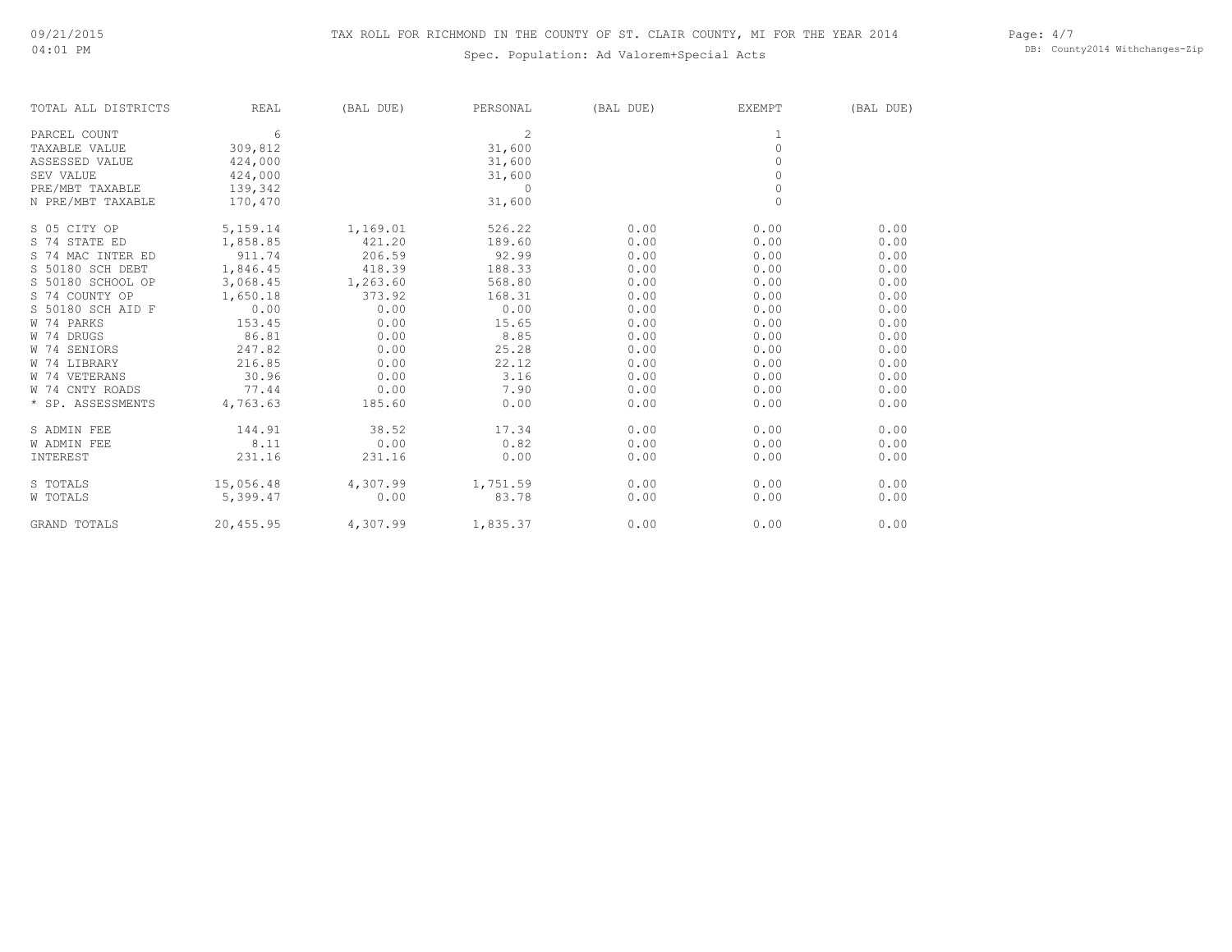# TAX ROLL FOR RICHMOND IN THE COUNTY OF ST. CLAIR COUNTY, MI FOR THE YEAR 2014

Spec. Population: Ad Valorem+Special Acts

| TOTAL ALL DISTRICTS | REAL | (BAL DUE) | PERSONAL | (BAL DUE) | EXEMPT | (BAL DUE) |
|---|---|---|---|---|---|---|
| PARCEL COUNT | 6 | | 2 | | 1 | |
| TAXABLE VALUE | 309,812 | | 31,600 | | 0 | |
| ASSESSED VALUE | 424,000 | | 31,600 | | 0 | |
| SEV VALUE | 424,000 | | 31,600 | | 0 | |
| PRE/MBT TAXABLE | 139,342 | | 0 | | 0 | |
| N PRE/MBT TAXABLE | 170,470 | | 31,600 | | 0 | |
| S 05 CITY OP | 5,159.14 | 1,169.01 | 526.22 | 0.00 | 0.00 | 0.00 |
| S 74 STATE ED | 1,858.85 | 421.20 | 189.60 | 0.00 | 0.00 | 0.00 |
| S 74 MAC INTER ED | 911.74 | 206.59 | 92.99 | 0.00 | 0.00 | 0.00 |
| S 50180 SCH DEBT | 1,846.45 | 418.39 | 188.33 | 0.00 | 0.00 | 0.00 |
| S 50180 SCHOOL OP | 3,068.45 | 1,263.60 | 568.80 | 0.00 | 0.00 | 0.00 |
| S 74 COUNTY OP | 1,650.18 | 373.92 | 168.31 | 0.00 | 0.00 | 0.00 |
| S 50180 SCH AID F | 0.00 | 0.00 | 0.00 | 0.00 | 0.00 | 0.00 |
| W 74 PARKS | 153.45 | 0.00 | 15.65 | 0.00 | 0.00 | 0.00 |
| W 74 DRUGS | 86.81 | 0.00 | 8.85 | 0.00 | 0.00 | 0.00 |
| W 74 SENIORS | 247.82 | 0.00 | 25.28 | 0.00 | 0.00 | 0.00 |
| W 74 LIBRARY | 216.85 | 0.00 | 22.12 | 0.00 | 0.00 | 0.00 |
| W 74 VETERANS | 30.96 | 0.00 | 3.16 | 0.00 | 0.00 | 0.00 |
| W 74 CNTY ROADS | 77.44 | 0.00 | 7.90 | 0.00 | 0.00 | 0.00 |
| * SP. ASSESSMENTS | 4,763.63 | 185.60 | 0.00 | 0.00 | 0.00 | 0.00 |
| S ADMIN FEE | 144.91 | 38.52 | 17.34 | 0.00 | 0.00 | 0.00 |
| W ADMIN FEE | 8.11 | 0.00 | 0.82 | 0.00 | 0.00 | 0.00 |
| INTEREST | 231.16 | 231.16 | 0.00 | 0.00 | 0.00 | 0.00 |
| S TOTALS | 15,056.48 | 4,307.99 | 1,751.59 | 0.00 | 0.00 | 0.00 |
| W TOTALS | 5,399.47 | 0.00 | 83.78 | 0.00 | 0.00 | 0.00 |
| GRAND TOTALS | 20,455.95 | 4,307.99 | 1,835.37 | 0.00 | 0.00 | 0.00 |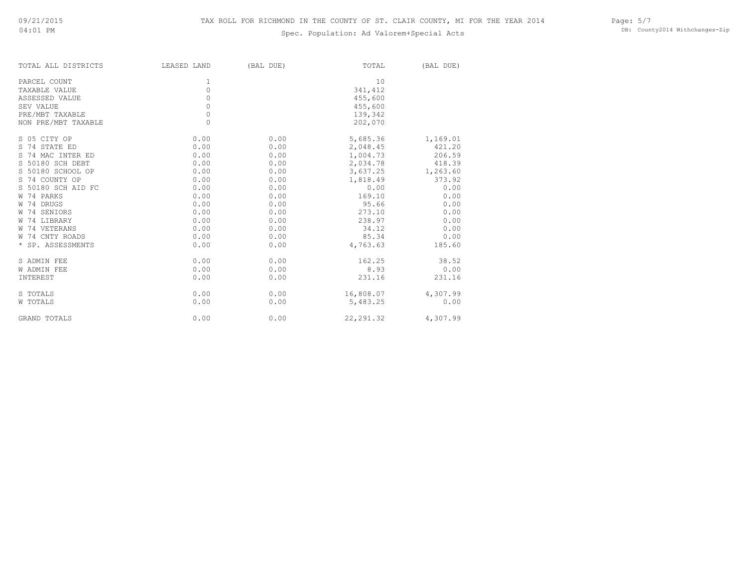# TAX ROLL FOR RICHMOND IN THE COUNTY OF ST. CLAIR COUNTY, MI FOR THE YEAR 2014

Spec. Population: Ad Valorem+Special Acts

09/21/2015
04:01 PM

DB: County2014 Withchanges-Zip

| TOTAL ALL DISTRICTS | LEASED LAND | (BAL DUE) | TOTAL | (BAL DUE) |
|---|---|---|---|---|
| PARCEL COUNT | 1 | | 10 | |
| TAXABLE VALUE | 0 | | 341,412 | |
| ASSESSED VALUE | 0 | | 455,600 | |
| SEV VALUE | 0 | | 455,600 | |
| PRE/MBT TAXABLE | 0 | | 139,342 | |
| NON PRE/MBT TAXABLE | 0 | | 202,070 | |
| S 05 CITY OP | 0.00 | 0.00 | 5,685.36 | 1,169.01 |
| S 74 STATE ED | 0.00 | 0.00 | 2,048.45 | 421.20 |
| S 74 MAC INTER ED | 0.00 | 0.00 | 1,004.73 | 206.59 |
| S 50180 SCH DEBT | 0.00 | 0.00 | 2,034.78 | 418.39 |
| S 50180 SCHOOL OP | 0.00 | 0.00 | 3,637.25 | 1,263.60 |
| S 74 COUNTY OP | 0.00 | 0.00 | 1,818.49 | 373.92 |
| S 50180 SCH AID FC | 0.00 | 0.00 | 0.00 | 0.00 |
| W 74 PARKS | 0.00 | 0.00 | 169.10 | 0.00 |
| W 74 DRUGS | 0.00 | 0.00 | 95.66 | 0.00 |
| W 74 SENIORS | 0.00 | 0.00 | 273.10 | 0.00 |
| W 74 LIBRARY | 0.00 | 0.00 | 238.97 | 0.00 |
| W 74 VETERANS | 0.00 | 0.00 | 34.12 | 0.00 |
| W 74 CNTY ROADS | 0.00 | 0.00 | 85.34 | 0.00 |
| * SP. ASSESSMENTS | 0.00 | 0.00 | 4,763.63 | 185.60 |
| S ADMIN FEE | 0.00 | 0.00 | 162.25 | 38.52 |
| W ADMIN FEE | 0.00 | 0.00 | 8.93 | 0.00 |
| INTEREST | 0.00 | 0.00 | 231.16 | 231.16 |
| S TOTALS | 0.00 | 0.00 | 16,808.07 | 4,307.99 |
| W TOTALS | 0.00 | 0.00 | 5,483.25 | 0.00 |
| GRAND TOTALS | 0.00 | 0.00 | 22,291.32 | 4,307.99 |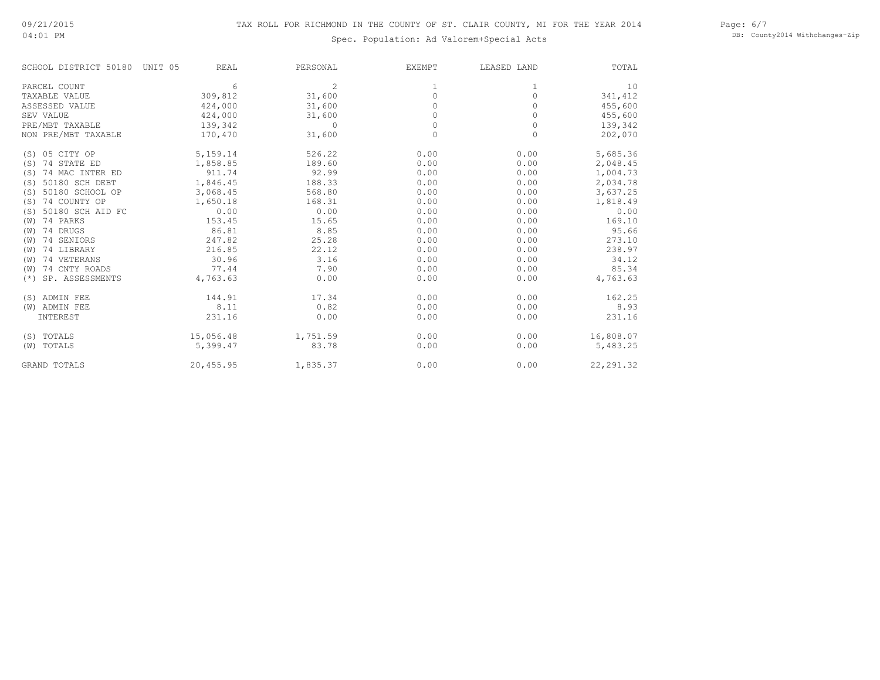# TAX ROLL FOR RICHMOND IN THE COUNTY OF ST. CLAIR COUNTY, MI FOR THE YEAR 2014

Spec. Population: Ad Valorem+Special Acts

09/21/2015
04:01 PM

DB: County2014 Withchanges-Zip

| SCHOOL DISTRICT 50180 UNIT 05 | REAL | PERSONAL | EXEMPT | LEASED LAND | TOTAL |
|---|---|---|---|---|---|
| PARCEL COUNT | 6 | 2 | 1 | 1 | 10 |
| TAXABLE VALUE | 309,812 | 31,600 | 0 | 0 | 341,412 |
| ASSESSED VALUE | 424,000 | 31,600 | 0 | 0 | 455,600 |
| SEV VALUE | 424,000 | 31,600 | 0 | 0 | 455,600 |
| PRE/MBT TAXABLE | 139,342 | 0 | 0 | 0 | 139,342 |
| NON PRE/MBT TAXABLE | 170,470 | 31,600 | 0 | 0 | 202,070 |
| (S) 05 CITY OP | 5,159.14 | 526.22 | 0.00 | 0.00 | 5,685.36 |
| (S) 74 STATE ED | 1,858.85 | 189.60 | 0.00 | 0.00 | 2,048.45 |
| (S) 74 MAC INTER ED | 911.74 | 92.99 | 0.00 | 0.00 | 1,004.73 |
| (S) 50180 SCH DEBT | 1,846.45 | 188.33 | 0.00 | 0.00 | 2,034.78 |
| (S) 50180 SCHOOL OP | 3,068.45 | 568.80 | 0.00 | 0.00 | 3,637.25 |
| (S) 74 COUNTY OP | 1,650.18 | 168.31 | 0.00 | 0.00 | 1,818.49 |
| (S) 50180 SCH AID FC | 0.00 | 0.00 | 0.00 | 0.00 | 0.00 |
| (W) 74 PARKS | 153.45 | 15.65 | 0.00 | 0.00 | 169.10 |
| (W) 74 DRUGS | 86.81 | 8.85 | 0.00 | 0.00 | 95.66 |
| (W) 74 SENIORS | 247.82 | 25.28 | 0.00 | 0.00 | 273.10 |
| (W) 74 LIBRARY | 216.85 | 22.12 | 0.00 | 0.00 | 238.97 |
| (W) 74 VETERANS | 30.96 | 3.16 | 0.00 | 0.00 | 34.12 |
| (W) 74 CNTY ROADS | 77.44 | 7.90 | 0.00 | 0.00 | 85.34 |
| (*) SP. ASSESSMENTS | 4,763.63 | 0.00 | 0.00 | 0.00 | 4,763.63 |
| (S) ADMIN FEE | 144.91 | 17.34 | 0.00 | 0.00 | 162.25 |
| (W) ADMIN FEE | 8.11 | 0.82 | 0.00 | 0.00 | 8.93 |
| INTEREST | 231.16 | 0.00 | 0.00 | 0.00 | 231.16 |
| (S) TOTALS | 15,056.48 | 1,751.59 | 0.00 | 0.00 | 16,808.07 |
| (W) TOTALS | 5,399.47 | 83.78 | 0.00 | 0.00 | 5,483.25 |
| GRAND TOTALS | 20,455.95 | 1,835.37 | 0.00 | 0.00 | 22,291.32 |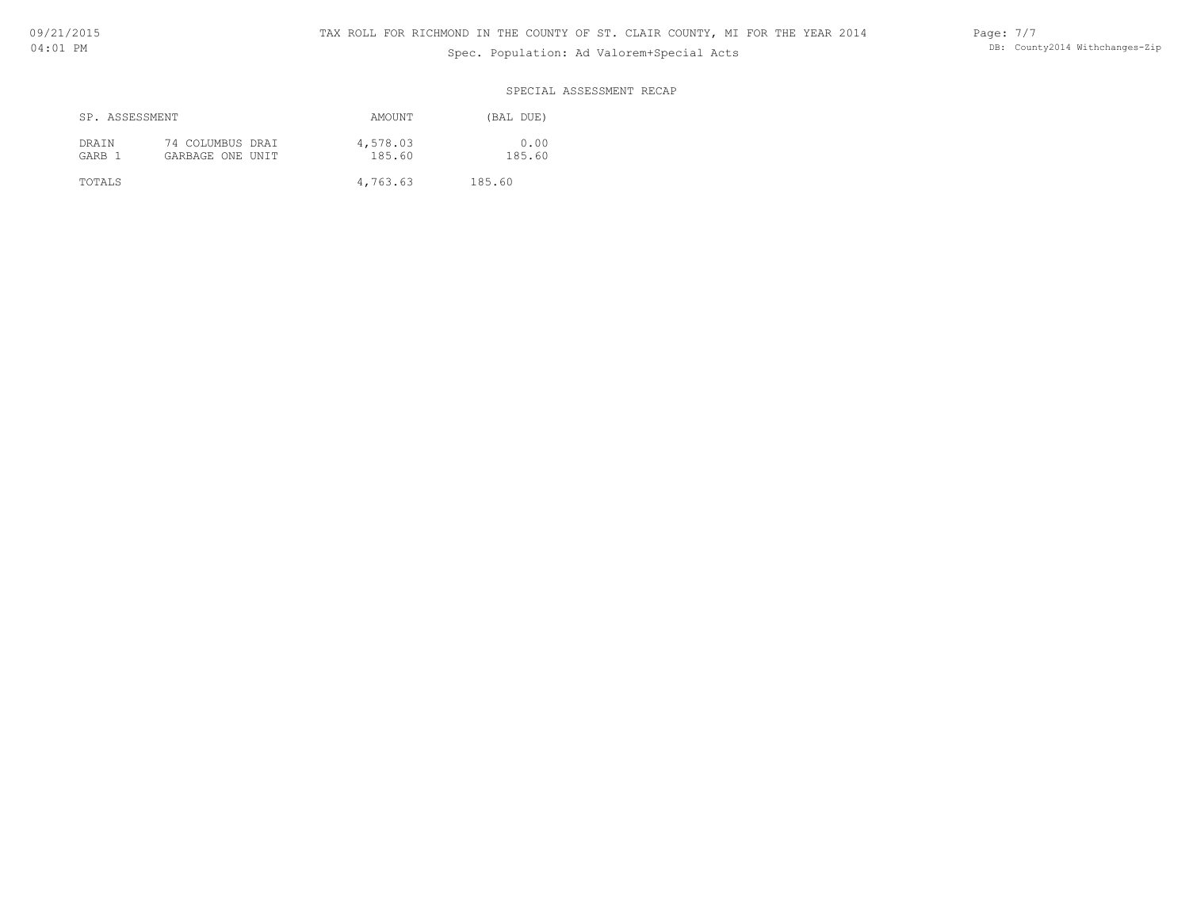# TAX ROLL FOR RICHMOND IN THE COUNTY OF ST. CLAIR COUNTY, MI FOR THE YEAR 2014

Spec. Population: Ad Valorem+Special Acts

## SPECIAL ASSESSMENT RECAP

| SP. ASSESSMENT | | AMOUNT | (BAL DUE) |
|---|---|---|---|
| DRAIN | 74 COLUMBUS DRAI | 4,578.03 | 0.00 |
| GARB 1 | GARBAGE ONE UNIT | 185.60 | 185.60 |
| TOTALS | | 4,763.63 | 185.60 |